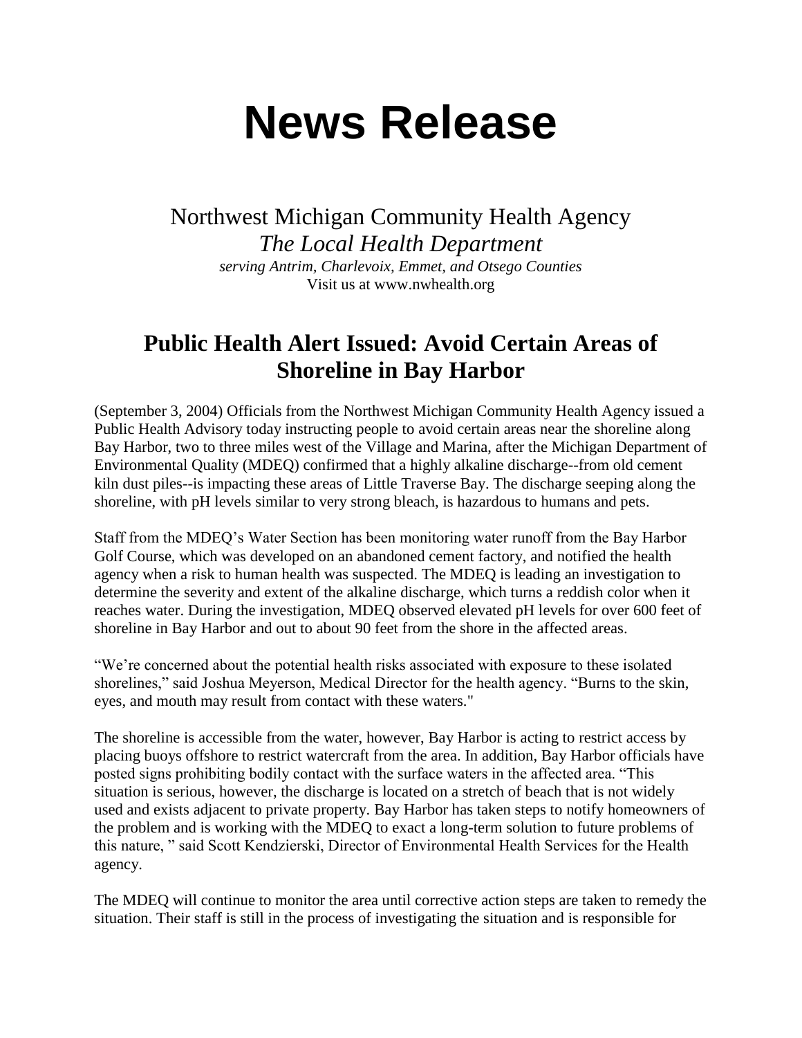# News Release

Northwest Michigan Community Health Agency

*The Local Health Department*

*serving Antrim, Charlevoix, Emmet, and Otsego Counties*

Visit us at www.nwhealth.org

## Public Health Alert Issued: Avoid Certain Areas of Shoreline in Bay Harbor

(September 3, 2004) Officials from the Northwest Michigan Community Health Agency issued a Public Health Advisory today instructing people to avoid certain areas near the shoreline along Bay Harbor, two to three miles west of the Village and Marina, after the Michigan Department of Environmental Quality (MDEQ) confirmed that a highly alkaline discharge--from old cement kiln dust piles--is impacting these areas of Little Traverse Bay. The discharge seeping along the shoreline, with pH levels similar to very strong bleach, is hazardous to humans and pets.

Staff from the MDEQ's Water Section has been monitoring water runoff from the Bay Harbor Golf Course, which was developed on an abandoned cement factory, and notified the health agency when a risk to human health was suspected. The MDEQ is leading an investigation to determine the severity and extent of the alkaline discharge, which turns a reddish color when it reaches water. During the investigation, MDEQ observed elevated pH levels for over 600 feet of shoreline in Bay Harbor and out to about 90 feet from the shore in the affected areas.

"We're concerned about the potential health risks associated with exposure to these isolated shorelines," said Joshua Meyerson, Medical Director for the health agency. "Burns to the skin, eyes, and mouth may result from contact with these waters."

The shoreline is accessible from the water, however, Bay Harbor is acting to restrict access by placing buoys offshore to restrict watercraft from the area. In addition, Bay Harbor officials have posted signs prohibiting bodily contact with the surface waters in the affected area. "This situation is serious, however, the discharge is located on a stretch of beach that is not widely used and exists adjacent to private property. Bay Harbor has taken steps to notify homeowners of the problem and is working with the MDEQ to exact a long-term solution to future problems of this nature, " said Scott Kendzierski, Director of Environmental Health Services for the Health agency.

The MDEQ will continue to monitor the area until corrective action steps are taken to remedy the situation. Their staff is still in the process of investigating the situation and is responsible for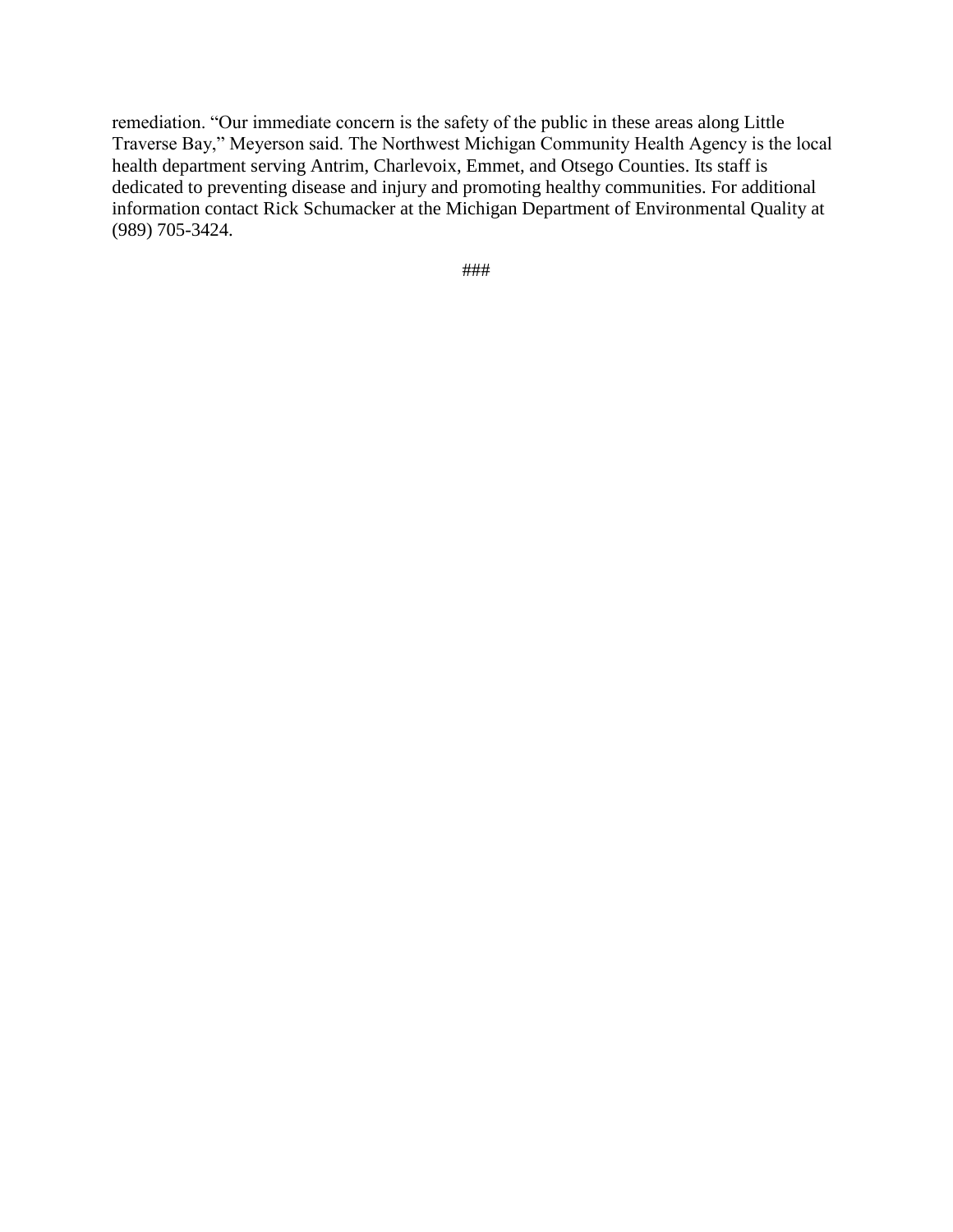remediation. “Our immediate concern is the safety of the public in these areas along Little Traverse Bay,” Meyerson said. The Northwest Michigan Community Health Agency is the local health department serving Antrim, Charlevoix, Emmet, and Otsego Counties. Its staff is dedicated to preventing disease and injury and promoting healthy communities. For additional information contact Rick Schumacker at the Michigan Department of Environmental Quality at (989) 705-3424.

###